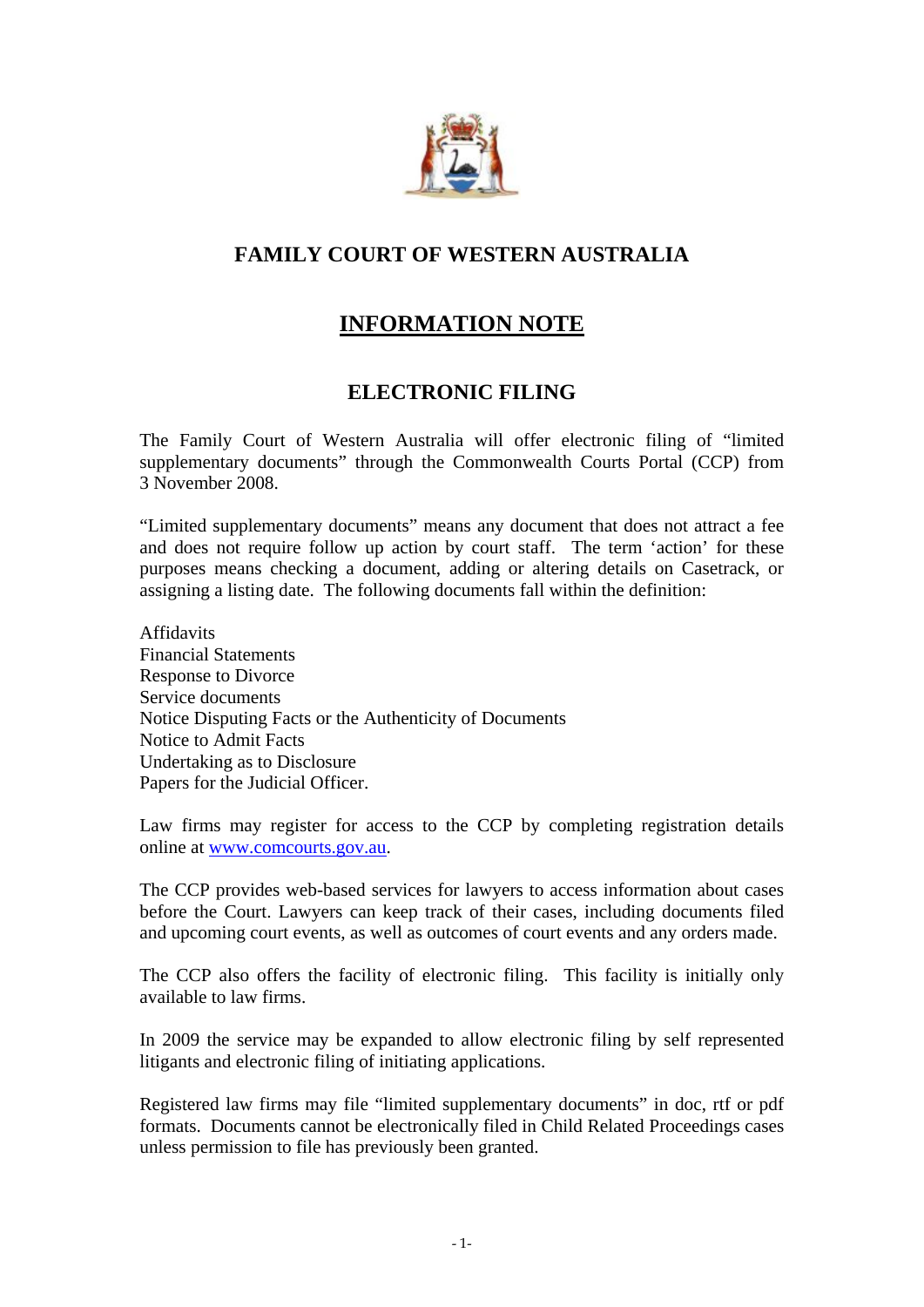# FAMILY COURT OF WESTERN AUSTRALIA

## INFORMATION NOTE

## ELECTRONIC FILING

The Family Court of Western Australia will offer electronic filing of "limited supplementary documents" through the Commonwealth Courts Portal (CCP) from 3 November 2008.

"Limited supplementary documents" means any document that does not attract a fee and does not require follow up action by court staff. The term 'action' for these purposes means checking a document, adding or altering details on Casetrack, or assigning a listing date. The following documents fall within the definition:

Affidavits
Financial Statements
Response to Divorce
Service documents
Notice Disputing Facts or the Authenticity of Documents
Notice to Admit Facts
Undertaking as to Disclosure
Papers for the Judicial Officer.

Law firms may register for access to the CCP by completing registration details online at [www.comcourts.gov.au](http://www.comcourts.gov.au).

The CCP provides web-based services for lawyers to access information about cases before the Court. Lawyers can keep track of their cases, including documents filed and upcoming court events, as well as outcomes of court events and any orders made.

The CCP also offers the facility of electronic filing. This facility is initially only available to law firms.

In 2009 the service may be expanded to allow electronic filing by self represented litigants and electronic filing of initiating applications.

Registered law firms may file "limited supplementary documents" in doc, rtf or pdf formats. Documents cannot be electronically filed in Child Related Proceedings cases unless permission to file has previously been granted.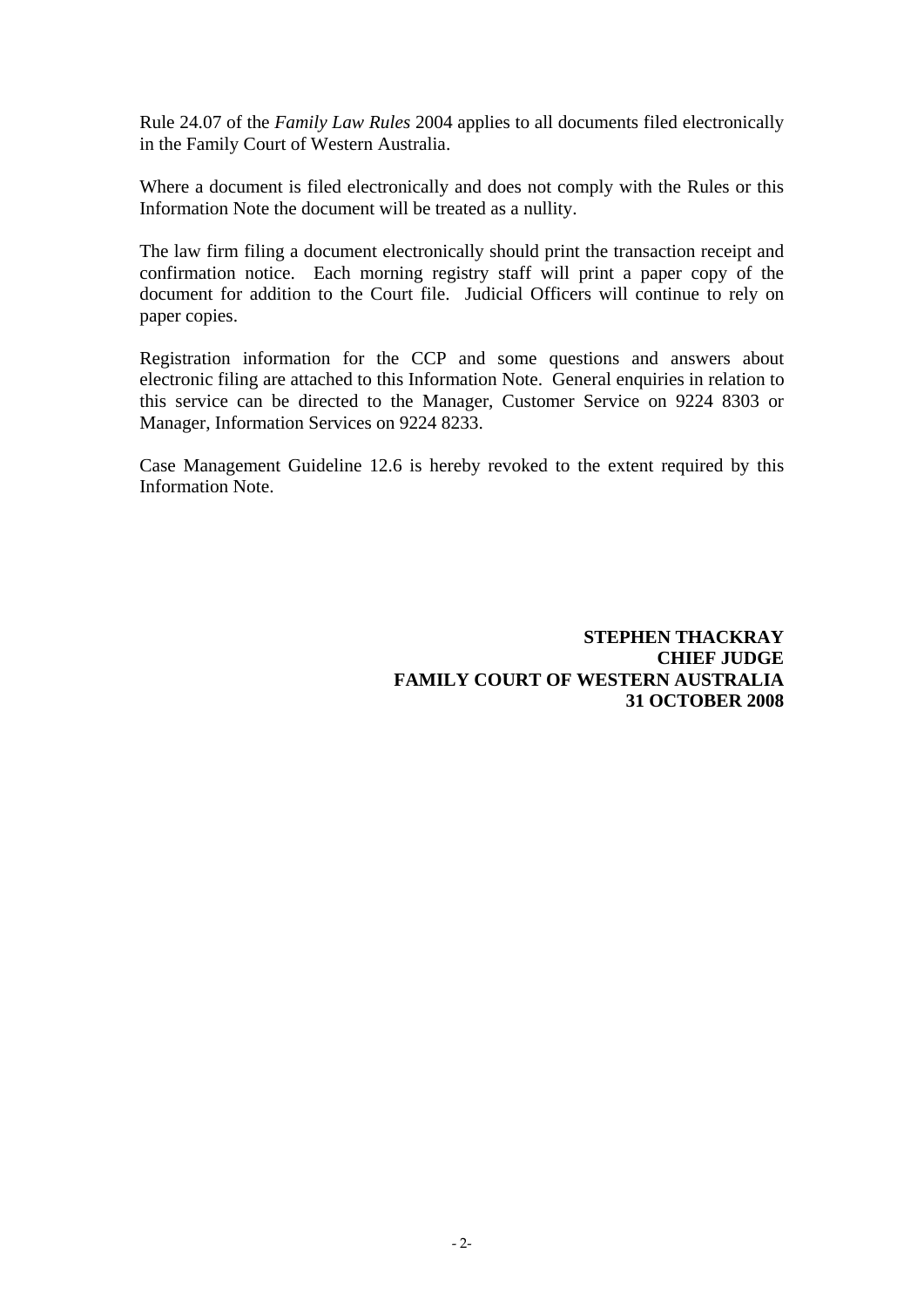Rule 24.07 of the *Family Law Rules* 2004 applies to all documents filed electronically in the Family Court of Western Australia.

Where a document is filed electronically and does not comply with the Rules or this Information Note the document will be treated as a nullity.

The law firm filing a document electronically should print the transaction receipt and confirmation notice. Each morning registry staff will print a paper copy of the document for addition to the Court file. Judicial Officers will continue to rely on paper copies.

Registration information for the CCP and some questions and answers about electronic filing are attached to this Information Note. General enquiries in relation to this service can be directed to the Manager, Customer Service on 9224 8303 or Manager, Information Services on 9224 8233.

Case Management Guideline 12.6 is hereby revoked to the extent required by this Information Note.

**STEPHEN THACKRAY**
**CHIEF JUDGE**
**FAMILY COURT OF WESTERN AUSTRALIA**
**31 OCTOBER 2008**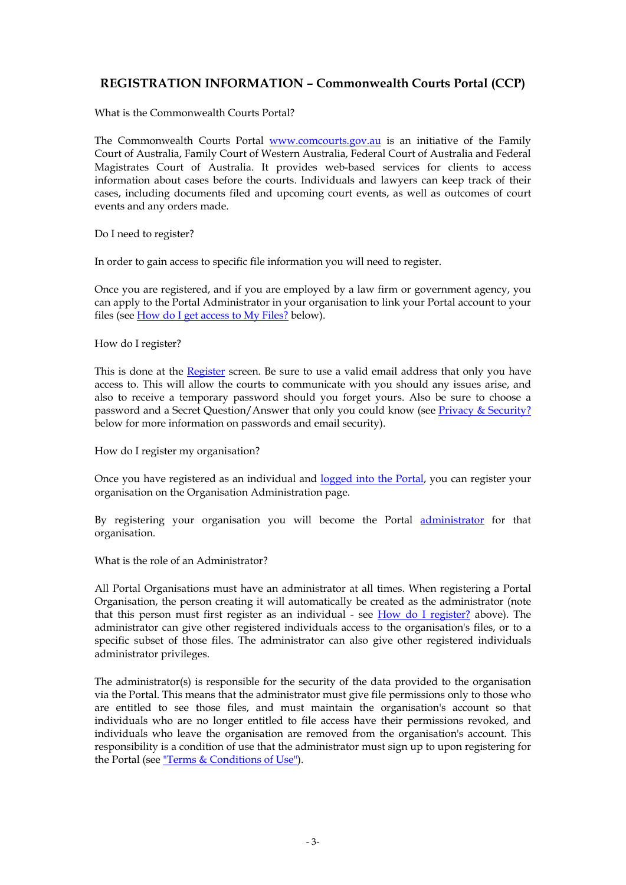## REGISTRATION INFORMATION – Commonwealth Courts Portal (CCP)

What is the Commonwealth Courts Portal?

The Commonwealth Courts Portal [www.comcourts.gov.au](www.comcourts.gov.au) is an initiative of the Family Court of Australia, Family Court of Western Australia, Federal Court of Australia and Federal Magistrates Court of Australia. It provides web-based services for clients to access information about cases before the courts. Individuals and lawyers can keep track of their cases, including documents filed and upcoming court events, as well as outcomes of court events and any orders made.

Do I need to register?

In order to gain access to specific file information you will need to register.

Once you are registered, and if you are employed by a law firm or government agency, you can apply to the Portal Administrator in your organisation to link your Portal account to your files (see How do I get access to My Files? below).

How do I register?

This is done at the Register screen. Be sure to use a valid email address that only you have access to. This will allow the courts to communicate with you should any issues arise, and also to receive a temporary password should you forget yours. Also be sure to choose a password and a Secret Question/Answer that only you could know (see Privacy & Security? below for more information on passwords and email security).

How do I register my organisation?

Once you have registered as an individual and logged into the Portal, you can register your organisation on the Organisation Administration page.

By registering your organisation you will become the Portal administrator for that organisation.

What is the role of an Administrator?

All Portal Organisations must have an administrator at all times. When registering a Portal Organisation, the person creating it will automatically be created as the administrator (note that this person must first register as an individual - see How do I register? above). The administrator can give other registered individuals access to the organisation's files, or to a specific subset of those files. The administrator can also give other registered individuals administrator privileges.

The administrator(s) is responsible for the security of the data provided to the organisation via the Portal. This means that the administrator must give file permissions only to those who are entitled to see those files, and must maintain the organisation's account so that individuals who are no longer entitled to file access have their permissions revoked, and individuals who leave the organisation are removed from the organisation's account. This responsibility is a condition of use that the administrator must sign up to upon registering for the Portal (see "Terms & Conditions of Use").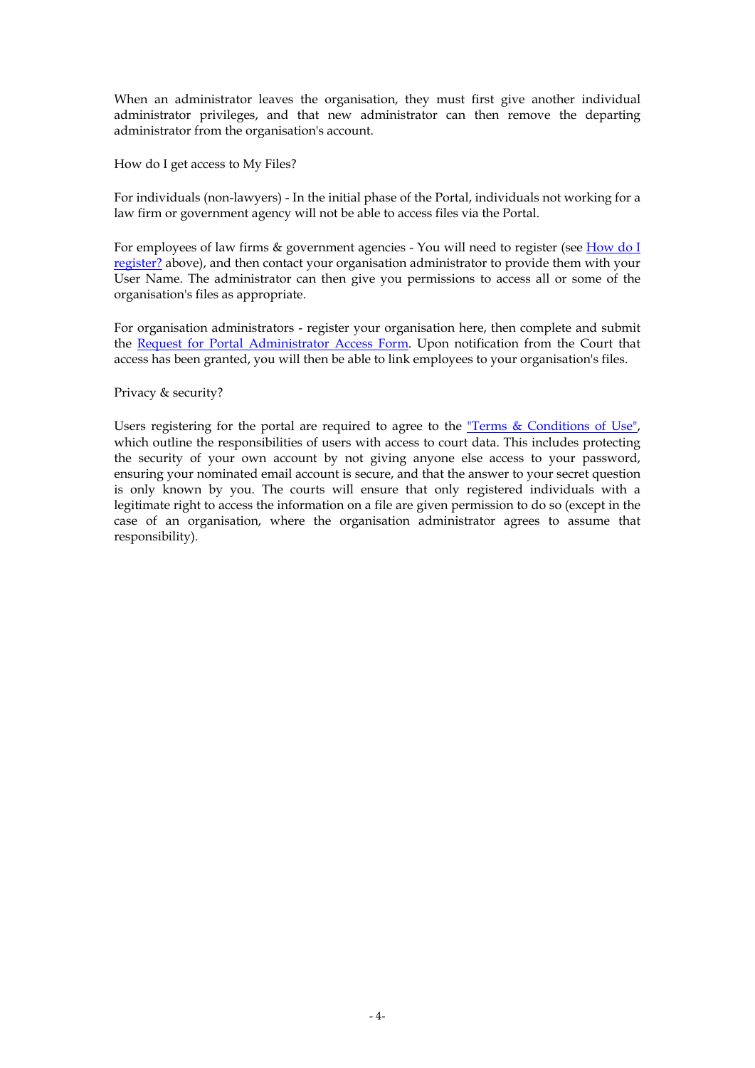When an administrator leaves the organisation, they must first give another individual administrator privileges, and that new administrator can then remove the departing administrator from the organisation's account.

How do I get access to My Files?

For individuals (non-lawyers) - In the initial phase of the Portal, individuals not working for a law firm or government agency will not be able to access files via the Portal.

For employees of law firms & government agencies - You will need to register (see [How do I register?]() above), and then contact your organisation administrator to provide them with your User Name. The administrator can then give you permissions to access all or some of the organisation's files as appropriate.

For organisation administrators - register your organisation here, then complete and submit the [Request for Portal Administrator Access Form](). Upon notification from the Court that access has been granted, you will then be able to link employees to your organisation's files.

Privacy & security?

Users registering for the portal are required to agree to the ["Terms & Conditions of Use"](), which outline the responsibilities of users with access to court data. This includes protecting the security of your own account by not giving anyone else access to your password, ensuring your nominated email account is secure, and that the answer to your secret question is only known by you. The courts will ensure that only registered individuals with a legitimate right to access the information on a file are given permission to do so (except in the case of an organisation, where the organisation administrator agrees to assume that responsibility).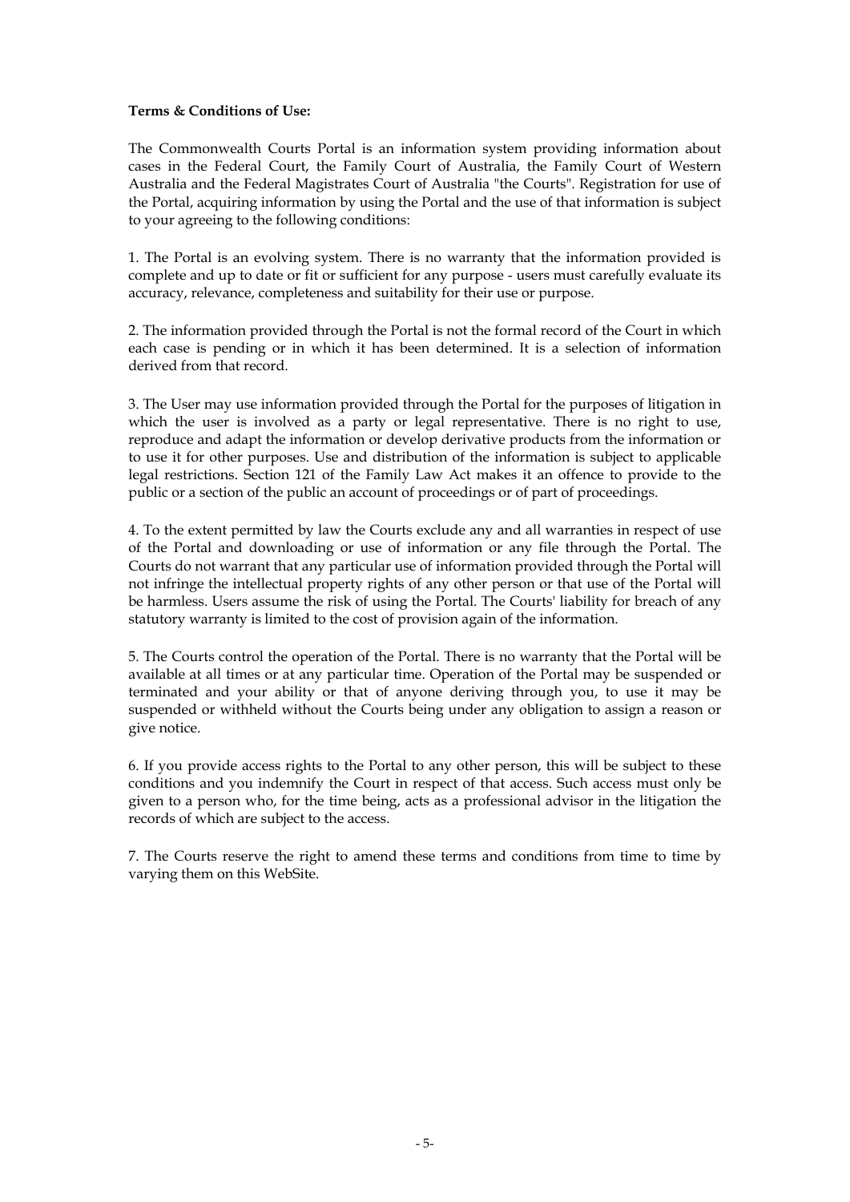**Terms & Conditions of Use:**

The Commonwealth Courts Portal is an information system providing information about cases in the Federal Court, the Family Court of Australia, the Family Court of Western Australia and the Federal Magistrates Court of Australia "the Courts". Registration for use of the Portal, acquiring information by using the Portal and the use of that information is subject to your agreeing to the following conditions:

1. The Portal is an evolving system. There is no warranty that the information provided is complete and up to date or fit or sufficient for any purpose - users must carefully evaluate its accuracy, relevance, completeness and suitability for their use or purpose.

2. The information provided through the Portal is not the formal record of the Court in which each case is pending or in which it has been determined. It is a selection of information derived from that record.

3. The User may use information provided through the Portal for the purposes of litigation in which the user is involved as a party or legal representative. There is no right to use, reproduce and adapt the information or develop derivative products from the information or to use it for other purposes. Use and distribution of the information is subject to applicable legal restrictions. Section 121 of the Family Law Act makes it an offence to provide to the public or a section of the public an account of proceedings or of part of proceedings.

4. To the extent permitted by law the Courts exclude any and all warranties in respect of use of the Portal and downloading or use of information or any file through the Portal. The Courts do not warrant that any particular use of information provided through the Portal will not infringe the intellectual property rights of any other person or that use of the Portal will be harmless. Users assume the risk of using the Portal. The Courts' liability for breach of any statutory warranty is limited to the cost of provision again of the information.

5. The Courts control the operation of the Portal. There is no warranty that the Portal will be available at all times or at any particular time. Operation of the Portal may be suspended or terminated and your ability or that of anyone deriving through you, to use it may be suspended or withheld without the Courts being under any obligation to assign a reason or give notice.

6. If you provide access rights to the Portal to any other person, this will be subject to these conditions and you indemnify the Court in respect of that access. Such access must only be given to a person who, for the time being, acts as a professional advisor in the litigation the records of which are subject to the access.

7. The Courts reserve the right to amend these terms and conditions from time to time by varying them on this WebSite.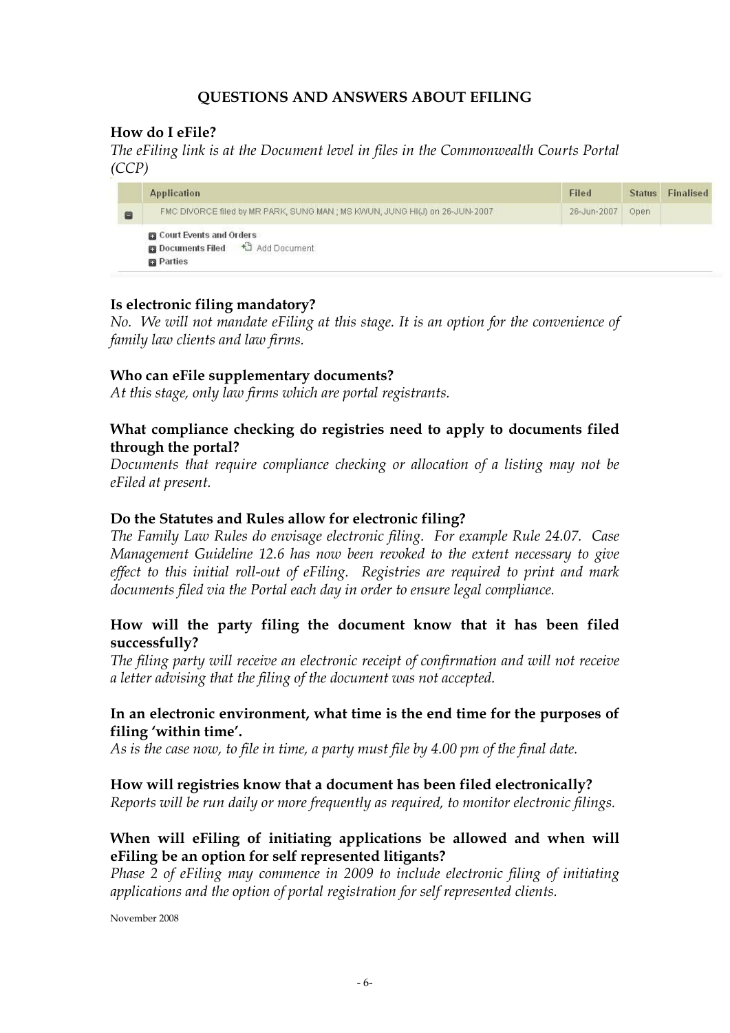## QUESTIONS AND ANSWERS ABOUT EFILING

### How do I eFile?

*The eFiling link is at the Document level in files in the Commonwealth Courts Portal (CCP)*

| | Application | Filed | Status | Finalised |
|---|---|---|---|---|
| ⊟ | FMC DIVORCE filed by MR PARK, SUNG MAN ; MS KWUN, JUNG HI(J) on 26-JUN-2007 | 26-Jun-2007 | Open | |
| | ⊞ Court Events and Orders<br>⊞ Documents Filed   Add Document<br>⊞ Parties | | | |

### Is electronic filing mandatory?

*No. We will not mandate eFiling at this stage. It is an option for the convenience of family law clients and law firms.*

### Who can eFile supplementary documents?

*At this stage, only law firms which are portal registrants.*

### What compliance checking do registries need to apply to documents filed through the portal?

*Documents that require compliance checking or allocation of a listing may not be eFiled at present.*

### Do the Statutes and Rules allow for electronic filing?

*The Family Law Rules do envisage electronic filing. For example Rule 24.07. Case Management Guideline 12.6 has now been revoked to the extent necessary to give effect to this initial roll-out of eFiling. Registries are required to print and mark documents filed via the Portal each day in order to ensure legal compliance.*

### How will the party filing the document know that it has been filed successfully?

*The filing party will receive an electronic receipt of confirmation and will not receive a letter advising that the filing of the document was not accepted.*

### In an electronic environment, what time is the end time for the purposes of filing 'within time'.

*As is the case now, to file in time, a party must file by 4.00 pm of the final date.*

### How will registries know that a document has been filed electronically?

*Reports will be run daily or more frequently as required, to monitor electronic filings.*

### When will eFiling of initiating applications be allowed and when will eFiling be an option for self represented litigants?

*Phase 2 of eFiling may commence in 2009 to include electronic filing of initiating applications and the option of portal registration for self represented clients.*

November 2008